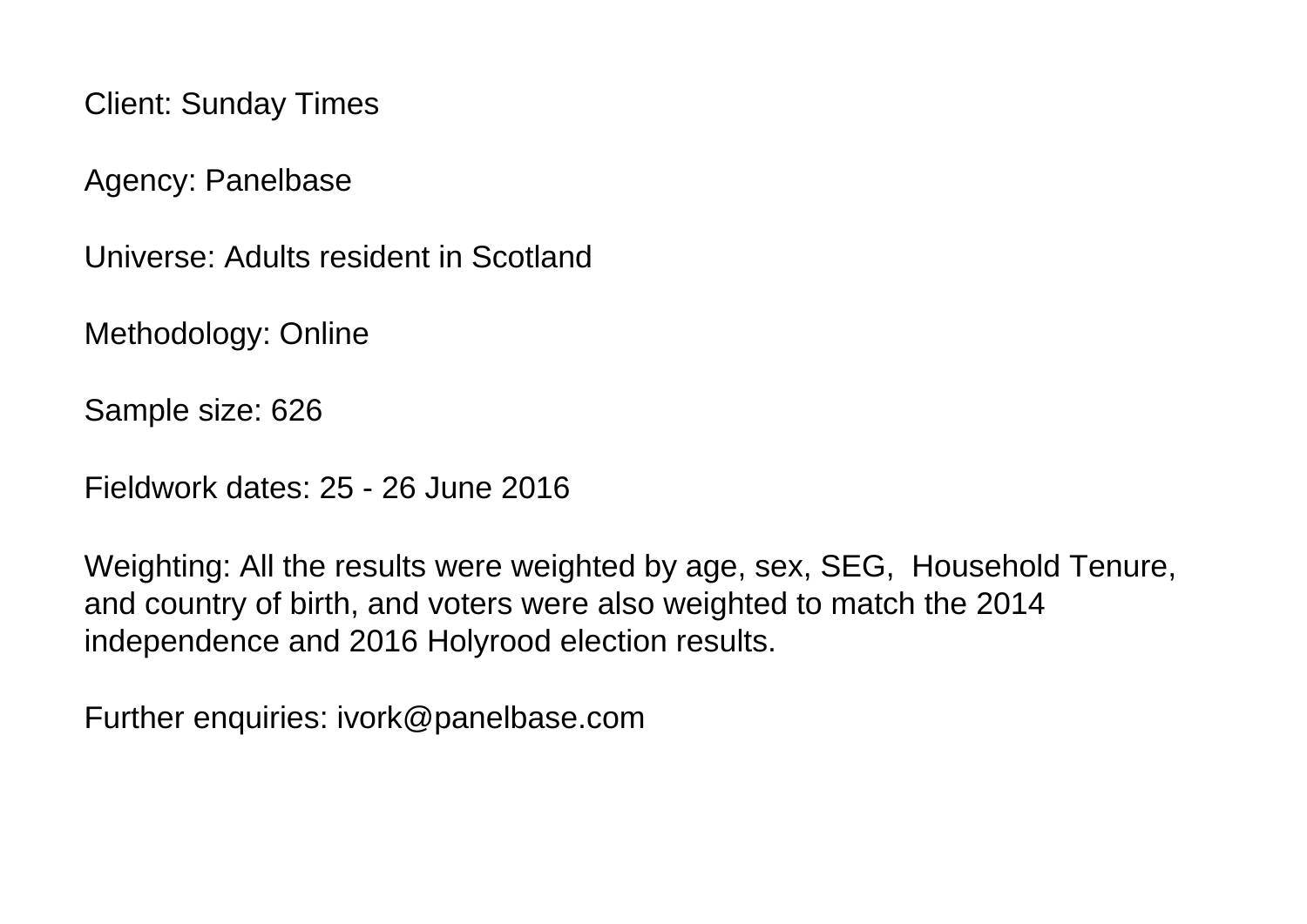Client: Sunday Times

Agency: Panelbase

Universe: Adults resident in Scotland

Methodology: Online

Sample size: 626

Fieldwork dates: 25 - 26 June 2016

Weighting: All the results were weighted by age, sex, SEG, Household Tenure, and country of birth, and voters were also weighted to match the 2014 independence and 2016 Holyrood election results.

Further enquiries: ivork@panelbase.com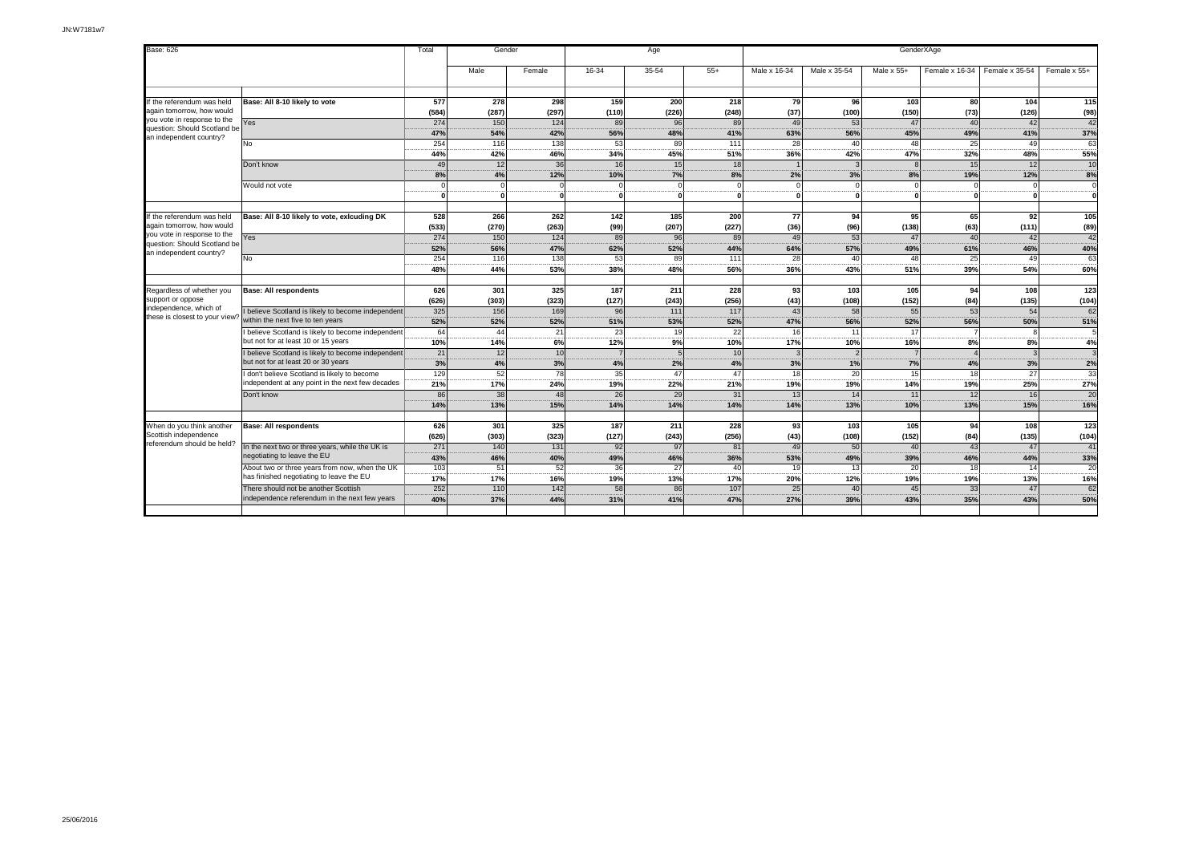| Base: 626 | | Total | Gender | | Age | | | GenderXAge | | | | | |
|---|---|---|---|---|---|---|---|---|---|---|---|---|---|
| | | | Male | Female | 16-34 | 35-54 | 55+ | Male x 16-34 | Male x 35-54 | Male x 55+ | Female x 16-34 | Female x 35-54 | Female x 55+ |
| If the referendum was held again tomorrow, how would you vote in response to the question: Should Scotland be an independent country? | **Base: All 8-10 likely to vote** | **577** | **278** | **298** | **159** | **200** | **218** | **79** | **96** | **103** | **80** | **104** | **115** |
| | | **(584)** | **(287)** | **(297)** | **(110)** | **(226)** | **(248)** | **(37)** | **(100)** | **(150)** | **(73)** | **(126)** | **(98)** |
| | Yes | 274 | 150 | 124 | 89 | 96 | 89 | 49 | 53 | 47 | 40 | 42 | 42 |
| | | **47%** | **54%** | **42%** | **56%** | **48%** | **41%** | **63%** | **56%** | **45%** | **49%** | **41%** | **37%** |
| | No | 254 | 116 | 138 | 53 | 89 | 111 | 28 | 40 | 48 | 25 | 49 | 63 |
| | | **44%** | **42%** | **46%** | **34%** | **45%** | **51%** | **36%** | **42%** | **47%** | **32%** | **48%** | **55%** |
| | Don't know | 49 | 12 | 36 | 16 | 15 | 18 | 1 | 3 | 8 | 15 | 12 | 10 |
| | | **8%** | **4%** | **12%** | **10%** | **7%** | **8%** | **2%** | **3%** | **8%** | **19%** | **12%** | **8%** |
| | Would not vote | 0 | 0 | 0 | 0 | 0 | 0 | 0 | 0 | 0 | 0 | 0 | 0 |
| | | **0** | **0** | **0** | **0** | **0** | **0** | **0** | **0** | **0** | **0** | **0** | **0** |
| If the referendum was held again tomorrow, how would you vote in response to the question: Should Scotland be an independent country? | **Base: All 8-10 likely to vote, exlcuding DK** | **528** | **266** | **262** | **142** | **185** | **200** | **77** | **94** | **95** | **65** | **92** | **105** |
| | | **(533)** | **(270)** | **(263)** | **(99)** | **(207)** | **(227)** | **(36)** | **(96)** | **(138)** | **(63)** | **(111)** | **(89)** |
| | Yes | 274 | 150 | 124 | 89 | 96 | 89 | 49 | 53 | 47 | 40 | 42 | 42 |
| | | **52%** | **56%** | **47%** | **62%** | **52%** | **44%** | **64%** | **57%** | **49%** | **61%** | **46%** | **40%** |
| | No | 254 | 116 | 138 | 53 | 89 | 111 | 28 | 40 | 48 | 25 | 49 | 63 |
| | | **48%** | **44%** | **53%** | **38%** | **48%** | **56%** | **36%** | **43%** | **51%** | **39%** | **54%** | **60%** |
| Regardless of whether you support or oppose independence, which of these is closest to your view? | **Base: All respondents** | **626** | **301** | **325** | **187** | **211** | **228** | **93** | **103** | **105** | **94** | **108** | **123** |
| | | **(626)** | **(303)** | **(323)** | **(127)** | **(243)** | **(256)** | **(43)** | **(108)** | **(152)** | **(84)** | **(135)** | **(104)** |
| | I believe Scotland is likely to become independent within the next five to ten years | 325 | 156 | 169 | 96 | 111 | 117 | 43 | 58 | 55 | 53 | 54 | 62 |
| | | **52%** | **52%** | **52%** | **51%** | **53%** | **52%** | **47%** | **56%** | **52%** | **56%** | **50%** | **51%** |
| | I believe Scotland is likely to become independent but not for at least 10 or 15 years | 64 | 44 | 21 | 23 | 19 | 22 | 16 | 11 | 17 | 7 | 8 | 5 |
| | | **10%** | **14%** | **6%** | **12%** | **9%** | **10%** | **17%** | **10%** | **16%** | **8%** | **8%** | **4%** |
| | I believe Scotland is likely to become independent but not for at least 20 or 30 years | 21 | 12 | 10 | 7 | 5 | 10 | 3 | 2 | 7 | 4 | 3 | 3 |
| | | **3%** | **4%** | **3%** | **4%** | **2%** | **4%** | **3%** | **1%** | **7%** | **4%** | **3%** | **2%** |
| | I don't believe Scotland is likely to become independent at any point in the next few decades | 129 | 52 | 78 | 35 | 47 | 47 | 18 | 20 | 15 | 18 | 27 | 33 |
| | | **21%** | **17%** | **24%** | **19%** | **22%** | **21%** | **19%** | **19%** | **14%** | **19%** | **25%** | **27%** |
| | Don't know | 86 | 38 | 48 | 26 | 29 | 31 | 13 | 14 | 11 | 12 | 16 | 20 |
| | | **14%** | **13%** | **15%** | **14%** | **14%** | **14%** | **14%** | **13%** | **10%** | **13%** | **15%** | **16%** |
| When do you think another Scottish independence referendum should be held? | **Base: All respondents** | **626** | **301** | **325** | **187** | **211** | **228** | **93** | **103** | **105** | **94** | **108** | **123** |
| | | **(626)** | **(303)** | **(323)** | **(127)** | **(243)** | **(256)** | **(43)** | **(108)** | **(152)** | **(84)** | **(135)** | **(104)** |
| | In the next two or three years, while the UK is negotiating to leave the EU | 271 | 140 | 131 | 92 | 97 | 81 | 49 | 50 | 40 | 43 | 47 | 41 |
| | | **43%** | **46%** | **40%** | **49%** | **46%** | **36%** | **53%** | **49%** | **39%** | **46%** | **44%** | **33%** |
| | About two or three years from now, when the UK has finished negotiating to leave the EU | 103 | 51 | 52 | 36 | 27 | 40 | 19 | 13 | 20 | 18 | 14 | 20 |
| | | **17%** | **17%** | **16%** | **19%** | **13%** | **17%** | **20%** | **12%** | **19%** | **19%** | **13%** | **16%** |
| | There should not be another Scottish independence referendum in the next few years | 252 | 110 | 142 | 58 | 86 | 107 | 25 | 40 | 45 | 33 | 47 | 62 |
| | | **40%** | **37%** | **44%** | **31%** | **41%** | **47%** | **27%** | **39%** | **43%** | **35%** | **43%** | **50%** |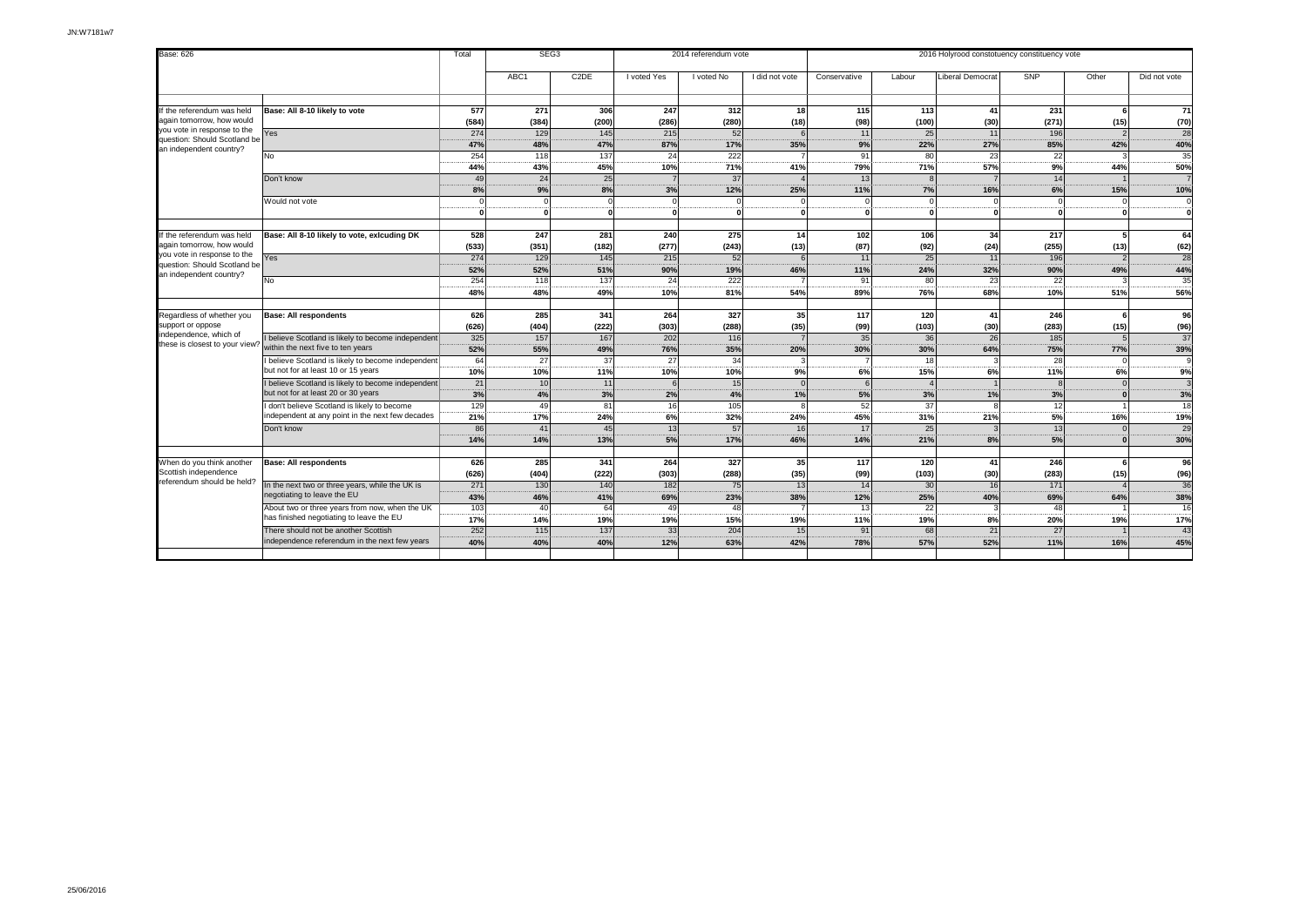| Base: 626 | | Total | SEG3 | | 2014 referendum vote | | | 2016 Holyrood constotuency constituency vote | | | | | |
|---|---|---|---|---|---|---|---|---|---|---|---|---|---|
| | | | ABC1 | C2DE | I voted Yes | I voted No | I did not vote | Conservative | Labour | Liberal Democrat | SNP | Other | Did not vote |
| If the referendum was held again tomorrow, how would you vote in response to the question: Should Scotland be an independent country? | Base: All 8-10 likely to vote | 577 | 271 | 306 | 247 | 312 | 18 | 115 | 113 | 41 | 231 | 6 | 71 |
| | | (584) | (384) | (200) | (286) | (280) | (18) | (98) | (100) | (30) | (271) | (15) | (70) |
| | Yes | 274 | 129 | 145 | 215 | 52 | 6 | 11 | 25 | 11 | 196 | 2 | 28 |
| | | 47% | 48% | 47% | 87% | 17% | 35% | 9% | 22% | 27% | 85% | 42% | 40% |
| | No | 254 | 118 | 137 | 24 | 222 | 7 | 91 | 80 | 23 | 22 | 3 | 35 |
| | | 44% | 43% | 45% | 10% | 71% | 41% | 79% | 71% | 57% | 9% | 44% | 50% |
| | Don't know | 49 | 24 | 25 | 7 | 37 | 4 | 13 | 8 | 7 | 14 | 1 | 7 |
| | | 8% | 9% | 8% | 3% | 12% | 25% | 11% | 7% | 16% | 6% | 15% | 10% |
| | Would not vote | 0 | 0 | 0 | 0 | 0 | 0 | 0 | 0 | 0 | 0 | 0 | 0 |
| | | 0 | 0 | 0 | 0 | 0 | 0 | 0 | 0 | 0 | 0 | 0 | 0 |
| If the referendum was held again tomorrow, how would you vote in response to the question: Should Scotland be an independent country? | Base: All 8-10 likely to vote, exlcuding DK | 528 | 247 | 281 | 240 | 275 | 14 | 102 | 106 | 34 | 217 | 5 | 64 |
| | | (533) | (351) | (182) | (277) | (243) | (13) | (87) | (92) | (24) | (255) | (13) | (62) |
| | Yes | 274 | 129 | 145 | 215 | 52 | 6 | 11 | 25 | 11 | 196 | 2 | 28 |
| | | 52% | 52% | 51% | 90% | 19% | 46% | 11% | 24% | 32% | 90% | 49% | 44% |
| | No | 254 | 118 | 137 | 24 | 222 | 7 | 91 | 80 | 23 | 22 | 3 | 35 |
| | | 48% | 48% | 49% | 10% | 81% | 54% | 89% | 76% | 68% | 10% | 51% | 56% |
| Regardless of whether you support or oppose independence, which of these is closest to your view? | Base: All respondents | 626 | 285 | 341 | 264 | 327 | 35 | 117 | 120 | 41 | 246 | 6 | 96 |
| | | (626) | (404) | (222) | (303) | (288) | (35) | (99) | (103) | (30) | (283) | (15) | (96) |
| | I believe Scotland is likely to become independent within the next five to ten years | 325 | 157 | 167 | 202 | 116 | 7 | 35 | 36 | 26 | 185 | 5 | 37 |
| | | 52% | 55% | 49% | 76% | 35% | 20% | 30% | 30% | 64% | 75% | 77% | 39% |
| | I believe Scotland is likely to become independent but not for at least 10 or 15 years | 64 | 27 | 37 | 27 | 34 | 3 | 7 | 18 | 3 | 28 | 0 | 9 |
| | | 10% | 10% | 11% | 10% | 10% | 9% | 6% | 15% | 6% | 11% | 6% | 9% |
| | I believe Scotland is likely to become independent but not for at least 20 or 30 years | 21 | 10 | 11 | 6 | 15 | 0 | 6 | 4 | 1 | 8 | 0 | 3 |
| | | 3% | 4% | 3% | 2% | 4% | 1% | 5% | 3% | 1% | 3% | 0 | 3% |
| | I don't believe Scotland is likely to become independent at any point in the next few decades | 129 | 49 | 81 | 16 | 105 | 8 | 52 | 37 | 8 | 12 | 1 | 18 |
| | | 21% | 17% | 24% | 6% | 32% | 24% | 45% | 31% | 21% | 5% | 16% | 19% |
| | Don't know | 86 | 41 | 45 | 13 | 57 | 16 | 17 | 25 | 3 | 13 | 0 | 29 |
| | | 14% | 14% | 13% | 5% | 17% | 46% | 14% | 21% | 8% | 5% | 0 | 30% |
| When do you think another Scottish independence referendum should be held? | Base: All respondents | 626 | 285 | 341 | 264 | 327 | 35 | 117 | 120 | 41 | 246 | 6 | 96 |
| | | (626) | (404) | (222) | (303) | (288) | (35) | (99) | (103) | (30) | (283) | (15) | (96) |
| | In the next two or three years, while the UK is negotiating to leave the EU | 271 | 130 | 140 | 182 | 75 | 13 | 14 | 30 | 16 | 171 | 4 | 36 |
| | | 43% | 46% | 41% | 69% | 23% | 38% | 12% | 25% | 40% | 69% | 64% | 38% |
| | About two or three years from now, when the UK has finished negotiating to leave the EU | 103 | 40 | 64 | 49 | 48 | 7 | 13 | 22 | 3 | 48 | 1 | 16 |
| | | 17% | 14% | 19% | 19% | 15% | 19% | 11% | 19% | 8% | 20% | 19% | 17% |
| | There should not be another Scottish independence referendum in the next few years | 252 | 115 | 137 | 33 | 204 | 15 | 91 | 68 | 21 | 27 | 1 | 43 |
| | | 40% | 40% | 40% | 12% | 63% | 42% | 78% | 57% | 52% | 11% | 16% | 45% |